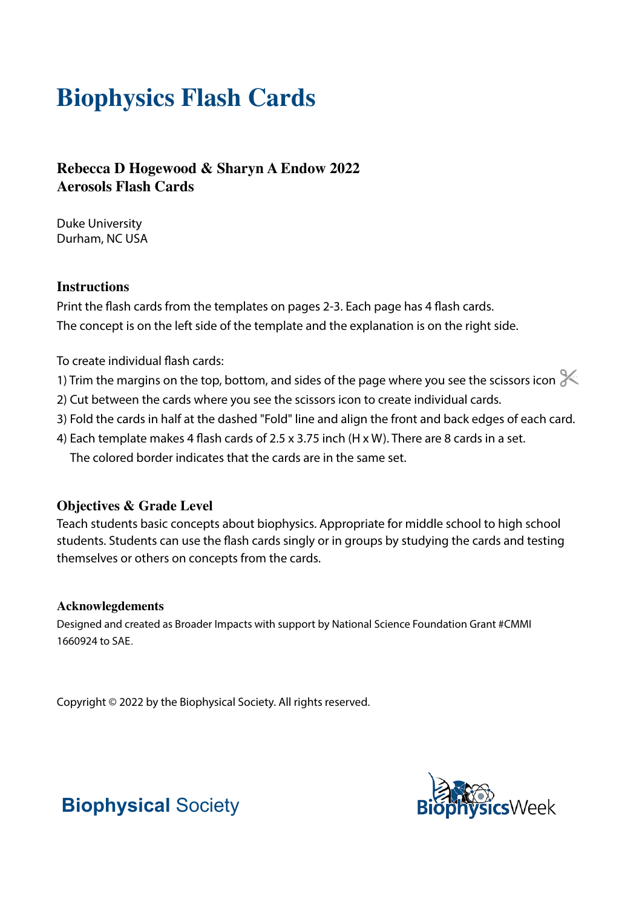# Biophysics Flash Cards

### Rebecca D Hogewood & Sharyn A Endow 2022
### Aerosols Flash Cards

Duke University
Durham, NC USA

### Instructions

Print the flash cards from the templates on pages 2-3. Each page has 4 flash cards.
The concept is on the left side of the template and the explanation is on the right side.

To create individual flash cards:

1) Trim the margins on the top, bottom, and sides of the page where you see the scissors icon ✂
2) Cut between the cards where you see the scissors icon to create individual cards.
3) Fold the cards in half at the dashed "Fold" line and align the front and back edges of each card.
4) Each template makes 4 flash cards of 2.5 x 3.75 inch (H x W). There are 8 cards in a set.
   The colored border indicates that the cards are in the same set.

### Objectives & Grade Level

Teach students basic concepts about biophysics. Appropriate for middle school to high school students. Students can use the flash cards singly or in groups by studying the cards and testing themselves or others on concepts from the cards.

#### Acknowlegdements

Designed and created as Broader Impacts with support by National Science Foundation Grant #CMMI 1660924 to SAE.

Copyright © 2022 by the Biophysical Society. All rights reserved.

**Biophysical** Society

BiophysicsWeek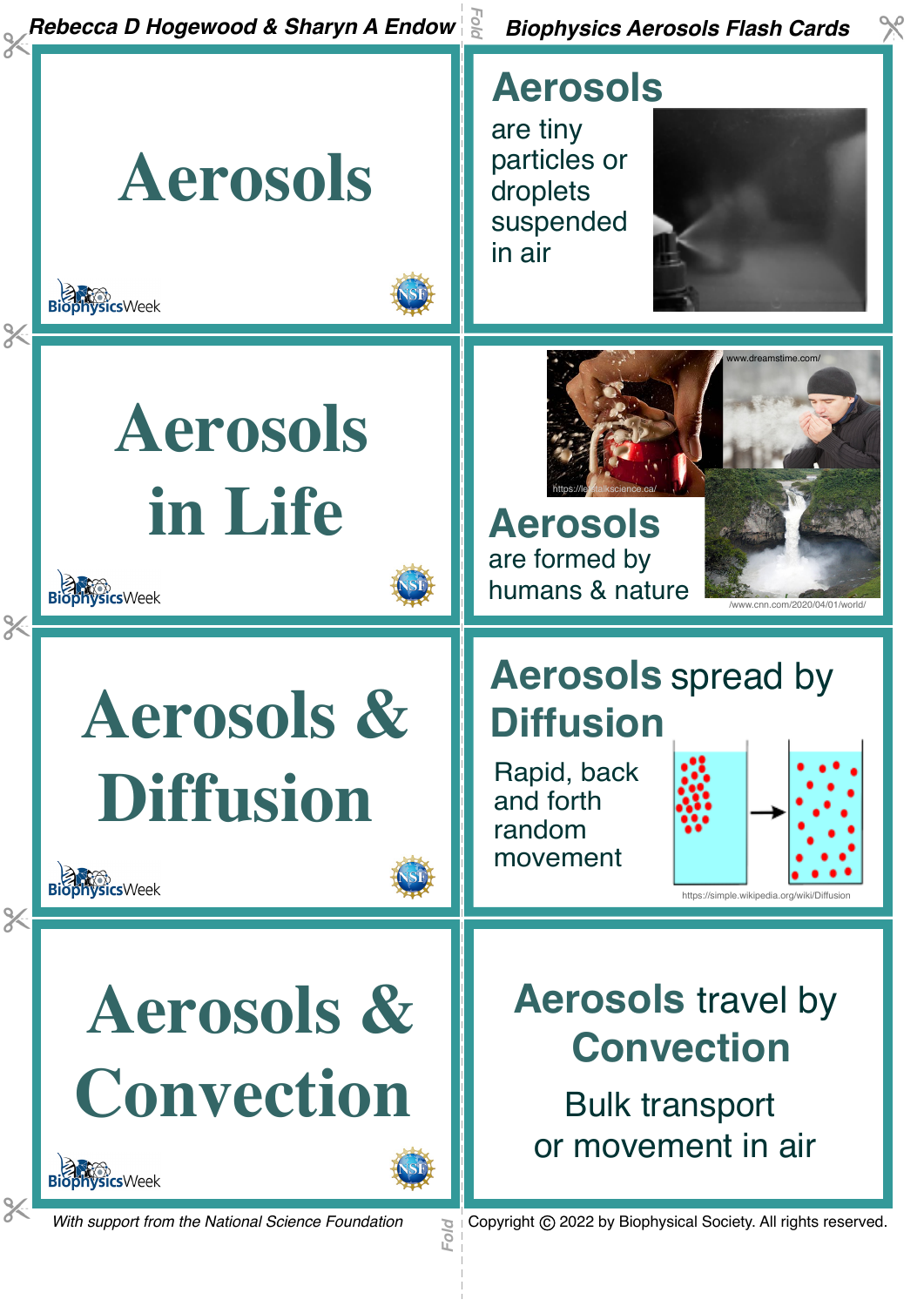Rebecca D Hogewood & Sharyn A Endow

Biophysics Aerosols Flash Cards

# Aerosols

BiophysicsWeek

## Aerosols

are tiny particles or droplets suspended in air

# Aerosols in Life

BiophysicsWeek

www.dreamstime.com/

https://letstalkscience.ca/

## Aerosols

are formed by humans & nature

/www.cnn.com/2020/04/01/world/

# Aerosols & Diffusion

BiophysicsWeek

## Aerosols spread by Diffusion

Rapid, back and forth random movement

https://simple.wikipedia.org/wiki/Diffusion

# Aerosols & Convection

BiophysicsWeek

## Aerosols travel by Convection

Bulk transport or movement in air

*With support from the National Science Foundation*

Copyright © 2022 by Biophysical Society. All rights reserved.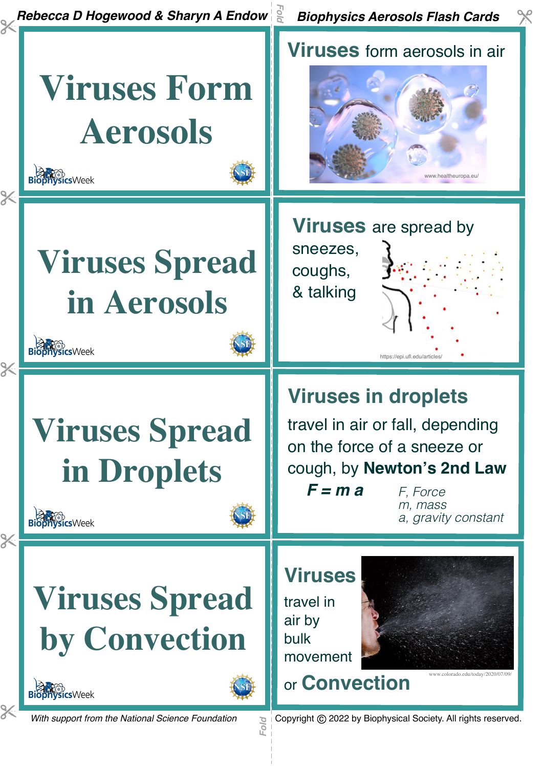Rebecca D Hogewood & Sharyn A Endow

Biophysics Aerosols Flash Cards

# Viruses Form Aerosols

BiophysicsWeek

**Viruses** form aerosols in air

www.healtheuropa.eu/

# Viruses Spread in Aerosols

BiophysicsWeek

**Viruses** are spread by sneezes, coughs, & talking

https://epi.ufl.edu/articles/

# Viruses Spread in Droplets

BiophysicsWeek

**Viruses in droplets** travel in air or fall, depending on the force of a sneeze or cough, by **Newton's 2nd Law**

$$F = m\,a$$

*F, Force*
*m, mass*
*a, gravity constant*

# Viruses Spread by Convection

BiophysicsWeek

**Viruses** travel in air by bulk movement or **Convection**

www.colorado.edu/today/2020/07/09/

*With support from the National Science Foundation*

Copyright © 2022 by Biophysical Society. All rights reserved.